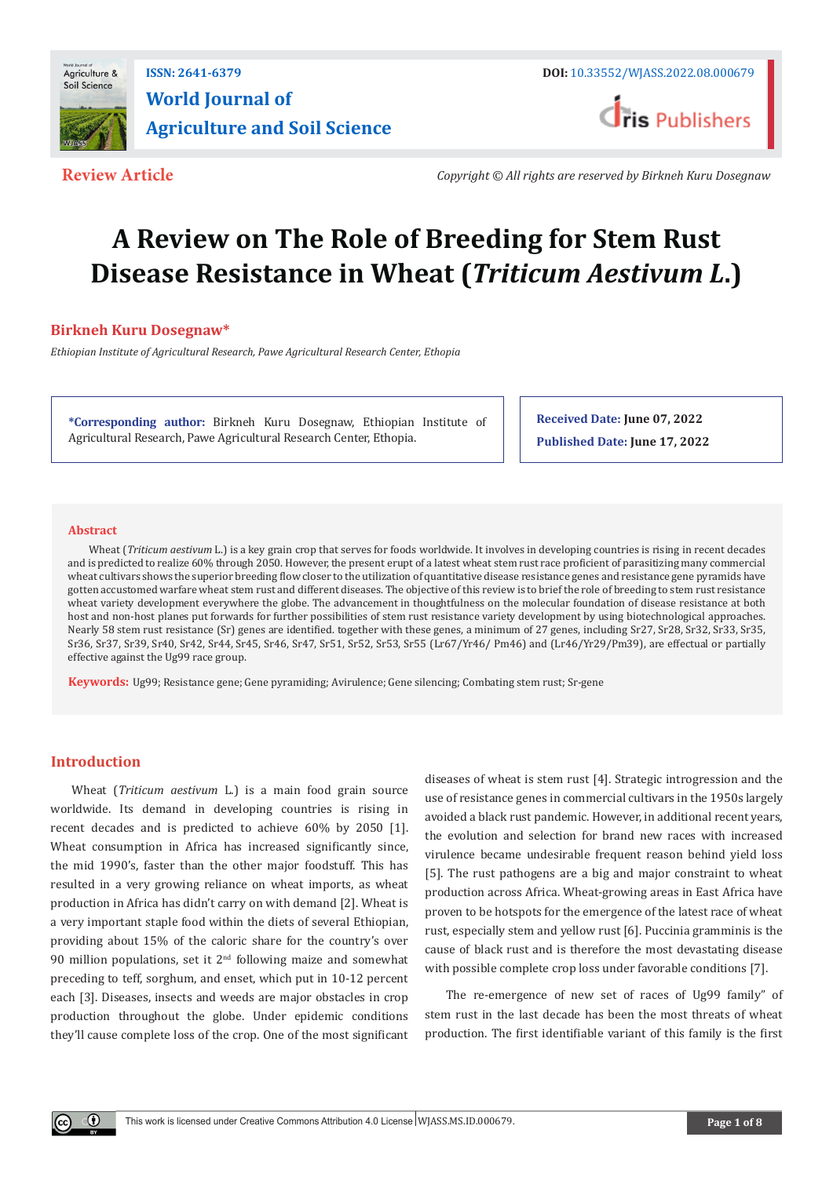Review Article

Copyright © All rights are reserved by Birkneh Kuru Dosegnaw

# A Review on The Role of Breeding for Stem Rust Disease Resistance in Wheat (*Triticum Aestivum L.*)

**Birkneh Kuru Dosegnaw***

*Ethiopian Institute of Agricultural Research, Pawe Agricultural Research Center, Ethopia*

**\*Corresponding author:** Birkneh Kuru Dosegnaw, Ethiopian Institute of Agricultural Research, Pawe Agricultural Research Center, Ethopia.

**Received Date:** June 07, 2022

**Published Date:** June 17, 2022

## Abstract

Wheat (*Triticum aestivum* L.) is a key grain crop that serves for foods worldwide. It involves in developing countries is rising in recent decades and is predicted to realize 60% through 2050. However, the present erupt of a latest wheat stem rust race proficient of parasitizing many commercial wheat cultivars shows the superior breeding flow closer to the utilization of quantitative disease resistance genes and resistance gene pyramids have gotten accustomed warfare wheat stem rust and different diseases. The objective of this review is to brief the role of breeding to stem rust resistance wheat variety development everywhere the globe. The advancement in thoughtfulness on the molecular foundation of disease resistance at both host and non-host planes put forwards for further possibilities of stem rust resistance variety development by using biotechnological approaches. Nearly 58 stem rust resistance (Sr) genes are identified. together with these genes, a minimum of 27 genes, including Sr27, Sr28, Sr32, Sr33, Sr35, Sr36, Sr37, Sr39, Sr40, Sr42, Sr44, Sr45, Sr46, Sr47, Sr51, Sr52, Sr53, Sr55 (Lr67/Yr46/ Pm46) and (Lr46/Yr29/Pm39), are effectual or partially effective against the Ug99 race group.

**Keywords:** Ug99; Resistance gene; Gene pyramiding; Avirulence; Gene silencing; Combating stem rust; Sr-gene

## Introduction

Wheat (*Triticum aestivum* L.) is a main food grain source worldwide. Its demand in developing countries is rising in recent decades and is predicted to achieve 60% by 2050 [1]. Wheat consumption in Africa has increased significantly since, the mid 1990's, faster than the other major foodstuff. This has resulted in a very growing reliance on wheat imports, as wheat production in Africa has didn't carry on with demand [2]. Wheat is a very important staple food within the diets of several Ethiopian, providing about 15% of the caloric share for the country's over 90 million populations, set it 2nd following maize and somewhat preceding to teff, sorghum, and enset, which put in 10-12 percent each [3]. Diseases, insects and weeds are major obstacles in crop production throughout the globe. Under epidemic conditions they'll cause complete loss of the crop. One of the most significant diseases of wheat is stem rust [4]. Strategic introgression and the use of resistance genes in commercial cultivars in the 1950s largely avoided a black rust pandemic. However, in additional recent years, the evolution and selection for brand new races with increased virulence became undesirable frequent reason behind yield loss [5]. The rust pathogens are a big and major constraint to wheat production across Africa. Wheat-growing areas in East Africa have proven to be hotspots for the emergence of the latest race of wheat rust, especially stem and yellow rust [6]. Puccinia gramminis is the cause of black rust and is therefore the most devastating disease with possible complete crop loss under favorable conditions [7].

The re-emergence of new set of races of Ug99 family" of stem rust in the last decade has been the most threats of wheat production. The first identifiable variant of this family is the first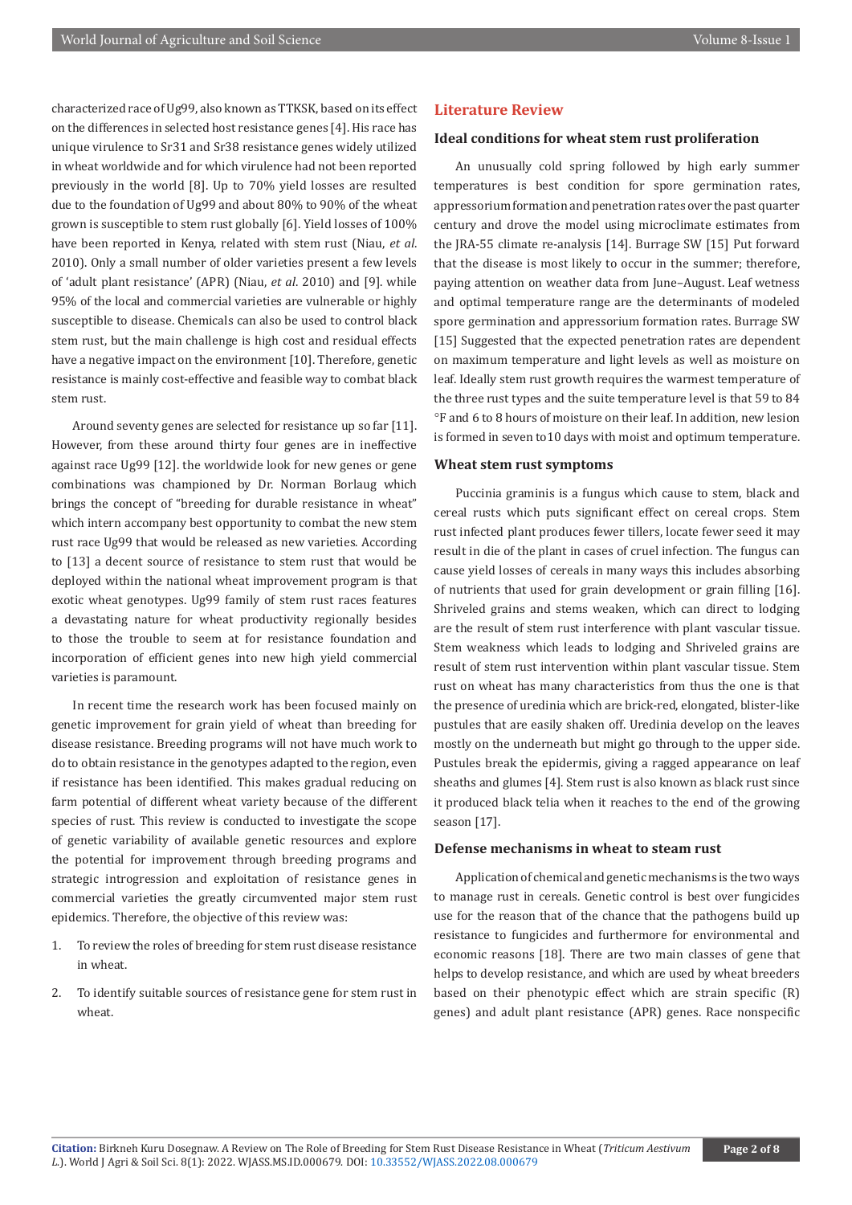characterized race of Ug99, also known as TTKSK, based on its effect on the differences in selected host resistance genes [4]. His race has unique virulence to Sr31 and Sr38 resistance genes widely utilized in wheat worldwide and for which virulence had not been reported previously in the world [8]. Up to 70% yield losses are resulted due to the foundation of Ug99 and about 80% to 90% of the wheat grown is susceptible to stem rust globally [6]. Yield losses of 100% have been reported in Kenya, related with stem rust (Niau, *et al.* 2010). Only a small number of older varieties present a few levels of 'adult plant resistance' (APR) (Niau, *et al*. 2010) and [9]. while 95% of the local and commercial varieties are vulnerable or highly susceptible to disease. Chemicals can also be used to control black stem rust, but the main challenge is high cost and residual effects have a negative impact on the environment [10]. Therefore, genetic resistance is mainly cost-effective and feasible way to combat black stem rust.

Around seventy genes are selected for resistance up so far [11]. However, from these around thirty four genes are in ineffective against race Ug99 [12]. the worldwide look for new genes or gene combinations was championed by Dr. Norman Borlaug which brings the concept of "breeding for durable resistance in wheat" which intern accompany best opportunity to combat the new stem rust race Ug99 that would be released as new varieties. According to [13] a decent source of resistance to stem rust that would be deployed within the national wheat improvement program is that exotic wheat genotypes. Ug99 family of stem rust races features a devastating nature for wheat productivity regionally besides to those the trouble to seem at for resistance foundation and incorporation of efficient genes into new high yield commercial varieties is paramount.

In recent time the research work has been focused mainly on genetic improvement for grain yield of wheat than breeding for disease resistance. Breeding programs will not have much work to do to obtain resistance in the genotypes adapted to the region, even if resistance has been identified. This makes gradual reducing on farm potential of different wheat variety because of the different species of rust. This review is conducted to investigate the scope of genetic variability of available genetic resources and explore the potential for improvement through breeding programs and strategic introgression and exploitation of resistance genes in commercial varieties the greatly circumvented major stem rust epidemics. Therefore, the objective of this review was:

1. To review the roles of breeding for stem rust disease resistance in wheat.
2. To identify suitable sources of resistance gene for stem rust in wheat.

## Literature Review

### Ideal conditions for wheat stem rust proliferation

An unusually cold spring followed by high early summer temperatures is best condition for spore germination rates, appressorium formation and penetration rates over the past quarter century and drove the model using microclimate estimates from the JRA-55 climate re-analysis [14]. Burrage SW [15] Put forward that the disease is most likely to occur in the summer; therefore, paying attention on weather data from June–August. Leaf wetness and optimal temperature range are the determinants of modeled spore germination and appressorium formation rates. Burrage SW [15] Suggested that the expected penetration rates are dependent on maximum temperature and light levels as well as moisture on leaf. Ideally stem rust growth requires the warmest temperature of the three rust types and the suite temperature level is that 59 to 84 °F and 6 to 8 hours of moisture on their leaf. In addition, new lesion is formed in seven to10 days with moist and optimum temperature.

### Wheat stem rust symptoms

Puccinia graminis is a fungus which cause to stem, black and cereal rusts which puts significant effect on cereal crops. Stem rust infected plant produces fewer tillers, locate fewer seed it may result in die of the plant in cases of cruel infection. The fungus can cause yield losses of cereals in many ways this includes absorbing of nutrients that used for grain development or grain filling [16]. Shriveled grains and stems weaken, which can direct to lodging are the result of stem rust interference with plant vascular tissue. Stem weakness which leads to lodging and Shriveled grains are result of stem rust intervention within plant vascular tissue. Stem rust on wheat has many characteristics from thus the one is that the presence of uredinia which are brick-red, elongated, blister-like pustules that are easily shaken off. Uredinia develop on the leaves mostly on the underneath but might go through to the upper side. Pustules break the epidermis, giving a ragged appearance on leaf sheaths and glumes [4]. Stem rust is also known as black rust since it produced black telia when it reaches to the end of the growing season [17].

### Defense mechanisms in wheat to steam rust

Application of chemical and genetic mechanisms is the two ways to manage rust in cereals. Genetic control is best over fungicides use for the reason that of the chance that the pathogens build up resistance to fungicides and furthermore for environmental and economic reasons [18]. There are two main classes of gene that helps to develop resistance, and which are used by wheat breeders based on their phenotypic effect which are strain specific (R) genes) and adult plant resistance (APR) genes. Race nonspecific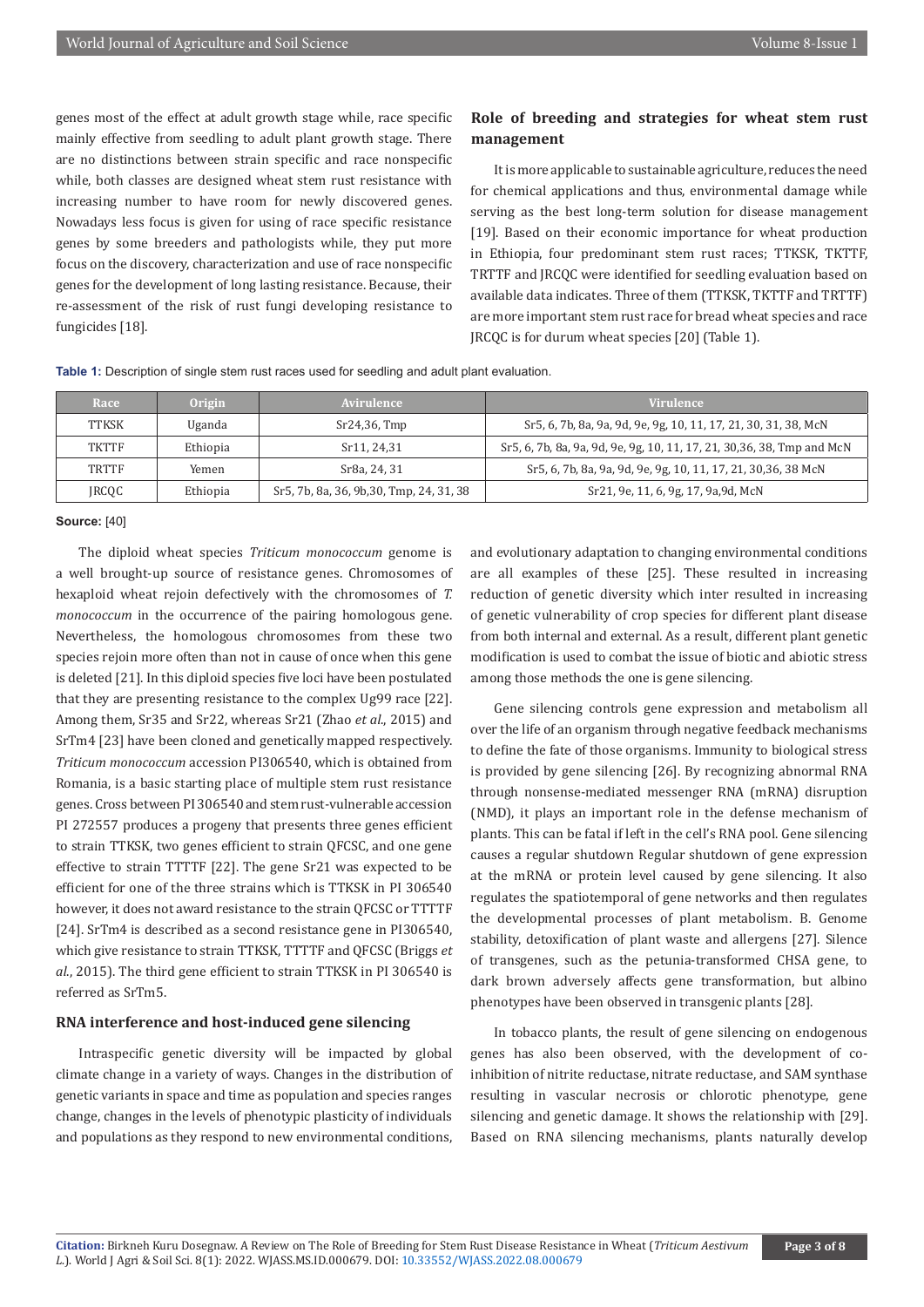genes most of the effect at adult growth stage while, race specific mainly effective from seedling to adult plant growth stage. There are no distinctions between strain specific and race nonspecific while, both classes are designed wheat stem rust resistance with increasing number to have room for newly discovered genes. Nowadays less focus is given for using of race specific resistance genes by some breeders and pathologists while, they put more focus on the discovery, characterization and use of race nonspecific genes for the development of long lasting resistance. Because, their re-assessment of the risk of rust fungi developing resistance to fungicides [18].

## Role of breeding and strategies for wheat stem rust management

It is more applicable to sustainable agriculture, reduces the need for chemical applications and thus, environmental damage while serving as the best long-term solution for disease management [19]. Based on their economic importance for wheat production in Ethiopia, four predominant stem rust races; TTKSK, TKTTF, TRTTF and JRCQC were identified for seedling evaluation based on available data indicates. Three of them (TTKSK, TKTTF and TRTTF) are more important stem rust race for bread wheat species and race JRCQC is for durum wheat species [20] (Table 1).

**Table 1:** Description of single stem rust races used for seedling and adult plant evaluation.

| Race | Origin | Avirulence | Virulence |
|---|---|---|---|
| TTKSK | Uganda | Sr24,36, Tmp | Sr5, 6, 7b, 8a, 9a, 9d, 9e, 9g, 10, 11, 17, 21, 30, 31, 38, McN |
| TKTTF | Ethiopia | Sr11, 24,31 | Sr5, 6, 7b, 8a, 9a, 9d, 9e, 9g, 10, 11, 17, 21, 30,36, 38, Tmp and McN |
| TRTTF | Yemen | Sr8a, 24, 31 | Sr5, 6, 7b, 8a, 9a, 9d, 9e, 9g, 10, 11, 17, 21, 30,36, 38 McN |
| JRCQC | Ethiopia | Sr5, 7b, 8a, 36, 9b,30, Tmp, 24, 31, 38 | Sr21, 9e, 11, 6, 9g, 17, 9a,9d, McN |

**Source:** [40]

The diploid wheat species *Triticum monococcum* genome is a well brought-up source of resistance genes. Chromosomes of hexaploid wheat rejoin defectively with the chromosomes of *T. monococcum* in the occurrence of the pairing homologous gene. Nevertheless, the homologous chromosomes from these two species rejoin more often than not in cause of once when this gene is deleted [21]. In this diploid species five loci have been postulated that they are presenting resistance to the complex Ug99 race [22]. Among them, Sr35 and Sr22, whereas Sr21 (Zhao *et al*., 2015) and SrTm4 [23] have been cloned and genetically mapped respectively. *Triticum monococcum* accession PI306540, which is obtained from Romania, is a basic starting place of multiple stem rust resistance genes. Cross between PI 306540 and stem rust-vulnerable accession PI 272557 produces a progeny that presents three genes efficient to strain TTKSK, two genes efficient to strain QFCSC, and one gene effective to strain TTTTF [22]. The gene Sr21 was expected to be efficient for one of the three strains which is TTKSK in PI 306540 however, it does not award resistance to the strain QFCSC or TTTTF [24]. SrTm4 is described as a second resistance gene in PI306540, which give resistance to strain TTKSK, TTTTF and QFCSC (Briggs *et al*., 2015). The third gene efficient to strain TTKSK in PI 306540 is referred as SrTm5.

## RNA interference and host-induced gene silencing

Intraspecific genetic diversity will be impacted by global climate change in a variety of ways. Changes in the distribution of genetic variants in space and time as population and species ranges change, changes in the levels of phenotypic plasticity of individuals and populations as they respond to new environmental conditions, and evolutionary adaptation to changing environmental conditions are all examples of these [25]. These resulted in increasing reduction of genetic diversity which inter resulted in increasing of genetic vulnerability of crop species for different plant disease from both internal and external. As a result, different plant genetic modification is used to combat the issue of biotic and abiotic stress among those methods the one is gene silencing.

Gene silencing controls gene expression and metabolism all over the life of an organism through negative feedback mechanisms to define the fate of those organisms. Immunity to biological stress is provided by gene silencing [26]. By recognizing abnormal RNA through nonsense-mediated messenger RNA (mRNA) disruption (NMD), it plays an important role in the defense mechanism of plants. This can be fatal if left in the cell's RNA pool. Gene silencing causes a regular shutdown Regular shutdown of gene expression at the mRNA or protein level caused by gene silencing. It also regulates the spatiotemporal of gene networks and then regulates the developmental processes of plant metabolism. B. Genome stability, detoxification of plant waste and allergens [27]. Silence of transgenes, such as the petunia-transformed CHSA gene, to dark brown adversely affects gene transformation, but albino phenotypes have been observed in transgenic plants [28].

In tobacco plants, the result of gene silencing on endogenous genes has also been observed, with the development of co-inhibition of nitrite reductase, nitrate reductase, and SAM synthase resulting in vascular necrosis or chlorotic phenotype, gene silencing and genetic damage. It shows the relationship with [29]. Based on RNA silencing mechanisms, plants naturally develop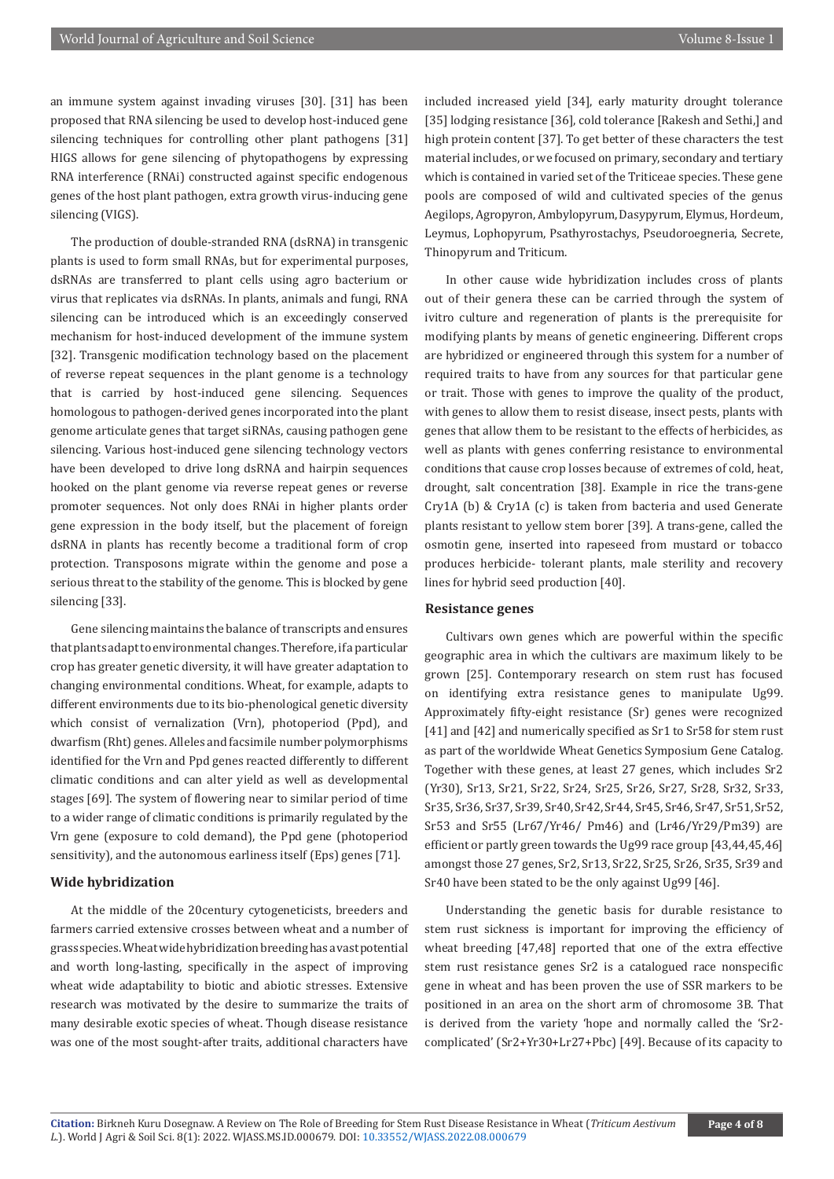an immune system against invading viruses [30]. [31] has been proposed that RNA silencing be used to develop host-induced gene silencing techniques for controlling other plant pathogens [31] HIGS allows for gene silencing of phytopathogens by expressing RNA interference (RNAi) constructed against specific endogenous genes of the host plant pathogen, extra growth virus-inducing gene silencing (VIGS).

The production of double-stranded RNA (dsRNA) in transgenic plants is used to form small RNAs, but for experimental purposes, dsRNAs are transferred to plant cells using agro bacterium or virus that replicates via dsRNAs. In plants, animals and fungi, RNA silencing can be introduced which is an exceedingly conserved mechanism for host-induced development of the immune system [32]. Transgenic modification technology based on the placement of reverse repeat sequences in the plant genome is a technology that is carried by host-induced gene silencing. Sequences homologous to pathogen-derived genes incorporated into the plant genome articulate genes that target siRNAs, causing pathogen gene silencing. Various host-induced gene silencing technology vectors have been developed to drive long dsRNA and hairpin sequences hooked on the plant genome via reverse repeat genes or reverse promoter sequences. Not only does RNAi in higher plants order gene expression in the body itself, but the placement of foreign dsRNA in plants has recently become a traditional form of crop protection. Transposons migrate within the genome and pose a serious threat to the stability of the genome. This is blocked by gene silencing [33].

Gene silencing maintains the balance of transcripts and ensures that plants adapt to environmental changes. Therefore, if a particular crop has greater genetic diversity, it will have greater adaptation to changing environmental conditions. Wheat, for example, adapts to different environments due to its bio-phenological genetic diversity which consist of vernalization (Vrn), photoperiod (Ppd), and dwarfism (Rht) genes. Alleles and facsimile number polymorphisms identified for the Vrn and Ppd genes reacted differently to different climatic conditions and can alter yield as well as developmental stages [69]. The system of flowering near to similar period of time to a wider range of climatic conditions is primarily regulated by the Vrn gene (exposure to cold demand), the Ppd gene (photoperiod sensitivity), and the autonomous earliness itself (Eps) genes [71].

## Wide hybridization

At the middle of the 20century cytogeneticists, breeders and farmers carried extensive crosses between wheat and a number of grass species. Wheat wide hybridization breeding has a vast potential and worth long-lasting, specifically in the aspect of improving wheat wide adaptability to biotic and abiotic stresses. Extensive research was motivated by the desire to summarize the traits of many desirable exotic species of wheat. Though disease resistance was one of the most sought-after traits, additional characters have included increased yield [34], early maturity drought tolerance [35] lodging resistance [36], cold tolerance [Rakesh and Sethi,] and high protein content [37]. To get better of these characters the test material includes, or we focused on primary, secondary and tertiary which is contained in varied set of the Triticeae species. These gene pools are composed of wild and cultivated species of the genus Aegilops, Agropyron, Ambylopyrum, Dasypyrum, Elymus, Hordeum, Leymus, Lophopyrum, Psathyrostachys, Pseudoroegneria, Secrete, Thinopyrum and Triticum.

In other cause wide hybridization includes cross of plants out of their genera these can be carried through the system of ivitro culture and regeneration of plants is the prerequisite for modifying plants by means of genetic engineering. Different crops are hybridized or engineered through this system for a number of required traits to have from any sources for that particular gene or trait. Those with genes to improve the quality of the product, with genes to allow them to resist disease, insect pests, plants with genes that allow them to be resistant to the effects of herbicides, as well as plants with genes conferring resistance to environmental conditions that cause crop losses because of extremes of cold, heat, drought, salt concentration [38]. Example in rice the trans-gene Cry1A (b) & Cry1A (c) is taken from bacteria and used Generate plants resistant to yellow stem borer [39]. A trans-gene, called the osmotin gene, inserted into rapeseed from mustard or tobacco produces herbicide- tolerant plants, male sterility and recovery lines for hybrid seed production [40].

## Resistance genes

Cultivars own genes which are powerful within the specific geographic area in which the cultivars are maximum likely to be grown [25]. Contemporary research on stem rust has focused on identifying extra resistance genes to manipulate Ug99. Approximately fifty-eight resistance (Sr) genes were recognized [41] and [42] and numerically specified as Sr1 to Sr58 for stem rust as part of the worldwide Wheat Genetics Symposium Gene Catalog. Together with these genes, at least 27 genes, which includes Sr2 (Yr30), Sr13, Sr21, Sr22, Sr24, Sr25, Sr26, Sr27, Sr28, Sr32, Sr33, Sr35, Sr36, Sr37, Sr39, Sr40, Sr42, Sr44, Sr45, Sr46, Sr47, Sr51, Sr52, Sr53 and Sr55 (Lr67/Yr46/ Pm46) and (Lr46/Yr29/Pm39) are efficient or partly green towards the Ug99 race group [43,44,45,46] amongst those 27 genes, Sr2, Sr13, Sr22, Sr25, Sr26, Sr35, Sr39 and Sr40 have been stated to be the only against Ug99 [46].

Understanding the genetic basis for durable resistance to stem rust sickness is important for improving the efficiency of wheat breeding [47,48] reported that one of the extra effective stem rust resistance genes Sr2 is a catalogued race nonspecific gene in wheat and has been proven the use of SSR markers to be positioned in an area on the short arm of chromosome 3B. That is derived from the variety 'hope and normally called the 'Sr2-complicated' (Sr2+Yr30+Lr27+Pbc) [49]. Because of its capacity to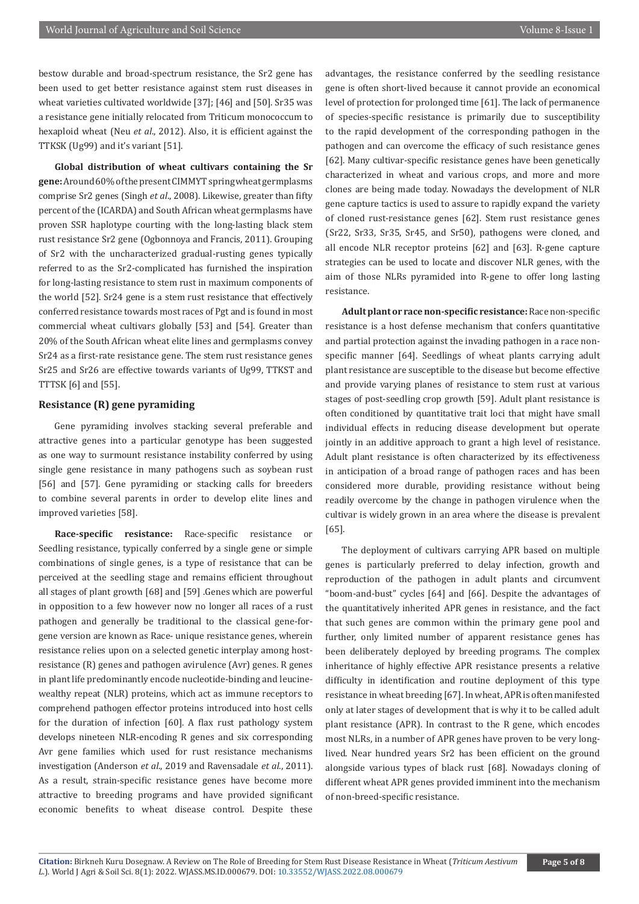bestow durable and broad-spectrum resistance, the Sr2 gene has been used to get better resistance against stem rust diseases in wheat varieties cultivated worldwide [37]; [46] and [50]. Sr35 was a resistance gene initially relocated from Triticum monococcum to hexaploid wheat (Neu *et al*., 2012). Also, it is efficient against the TTKSK (Ug99) and it's variant [51].

**Global distribution of wheat cultivars containing the Sr gene:** Around 60% of the present CIMMYT spring wheat germplasms comprise Sr2 genes (Singh *et al*., 2008). Likewise, greater than fifty percent of the (ICARDA) and South African wheat germplasms have proven SSR haplotype courting with the long-lasting black stem rust resistance Sr2 gene (Ogbonnoya and Francis, 2011). Grouping of Sr2 with the uncharacterized gradual-rusting genes typically referred to as the Sr2-complicated has furnished the inspiration for long-lasting resistance to stem rust in maximum components of the world [52]. Sr24 gene is a stem rust resistance that effectively conferred resistance towards most races of Pgt and is found in most commercial wheat cultivars globally [53] and [54]. Greater than 20% of the South African wheat elite lines and germplasms convey Sr24 as a first-rate resistance gene. The stem rust resistance genes Sr25 and Sr26 are effective towards variants of Ug99, TTKST and TTTSK [6] and [55].

### Resistance (R) gene pyramiding

Gene pyramiding involves stacking several preferable and attractive genes into a particular genotype has been suggested as one way to surmount resistance instability conferred by using single gene resistance in many pathogens such as soybean rust [56] and [57]. Gene pyramiding or stacking calls for breeders to combine several parents in order to develop elite lines and improved varieties [58].

**Race-specific resistance:** Race-specific resistance or Seedling resistance, typically conferred by a single gene or simple combinations of single genes, is a type of resistance that can be perceived at the seedling stage and remains efficient throughout all stages of plant growth [68] and [59] .Genes which are powerful in opposition to a few however now no longer all races of a rust pathogen and generally be traditional to the classical gene-for-gene version are known as Race- unique resistance genes, wherein resistance relies upon on a selected genetic interplay among host-resistance (R) genes and pathogen avirulence (Avr) genes. R genes in plant life predominantly encode nucleotide-binding and leucine-wealthy repeat (NLR) proteins, which act as immune receptors to comprehend pathogen effector proteins introduced into host cells for the duration of infection [60]. A flax rust pathology system develops nineteen NLR-encoding R genes and six corresponding Avr gene families which used for rust resistance mechanisms investigation (Anderson *et al*., 2019 and Ravensadale *et al*., 2011). As a result, strain-specific resistance genes have become more attractive to breeding programs and have provided significant economic benefits to wheat disease control. Despite these advantages, the resistance conferred by the seedling resistance gene is often short-lived because it cannot provide an economical level of protection for prolonged time [61]. The lack of permanence of species-specific resistance is primarily due to susceptibility to the rapid development of the corresponding pathogen in the pathogen and can overcome the efficacy of such resistance genes [62]. Many cultivar-specific resistance genes have been genetically characterized in wheat and various crops, and more and more clones are being made today. Nowadays the development of NLR gene capture tactics is used to assure to rapidly expand the variety of cloned rust-resistance genes [62]. Stem rust resistance genes (Sr22, Sr33, Sr35, Sr45, and Sr50), pathogens were cloned, and all encode NLR receptor proteins [62] and [63]. R-gene capture strategies can be used to locate and discover NLR genes, with the aim of those NLRs pyramided into R-gene to offer long lasting resistance.

**Adult plant or race non-specific resistance:** Race non-specific resistance is a host defense mechanism that confers quantitative and partial protection against the invading pathogen in a race non-specific manner [64]. Seedlings of wheat plants carrying adult plant resistance are susceptible to the disease but become effective and provide varying planes of resistance to stem rust at various stages of post-seedling crop growth [59]. Adult plant resistance is often conditioned by quantitative trait loci that might have small individual effects in reducing disease development but operate jointly in an additive approach to grant a high level of resistance. Adult plant resistance is often characterized by its effectiveness in anticipation of a broad range of pathogen races and has been considered more durable, providing resistance without being readily overcome by the change in pathogen virulence when the cultivar is widely grown in an area where the disease is prevalent [65].

The deployment of cultivars carrying APR based on multiple genes is particularly preferred to delay infection, growth and reproduction of the pathogen in adult plants and circumvent "boom-and-bust" cycles [64] and [66]. Despite the advantages of the quantitatively inherited APR genes in resistance, and the fact that such genes are common within the primary gene pool and further, only limited number of apparent resistance genes has been deliberately deployed by breeding programs. The complex inheritance of highly effective APR resistance presents a relative difficulty in identification and routine deployment of this type resistance in wheat breeding [67]. In wheat, APR is often manifested only at later stages of development that is why it to be called adult plant resistance (APR). In contrast to the R gene, which encodes most NLRs, in a number of APR genes have proven to be very long-lived. Near hundred years Sr2 has been efficient on the ground alongside various types of black rust [68]. Nowadays cloning of different wheat APR genes provided imminent into the mechanism of non-breed-specific resistance.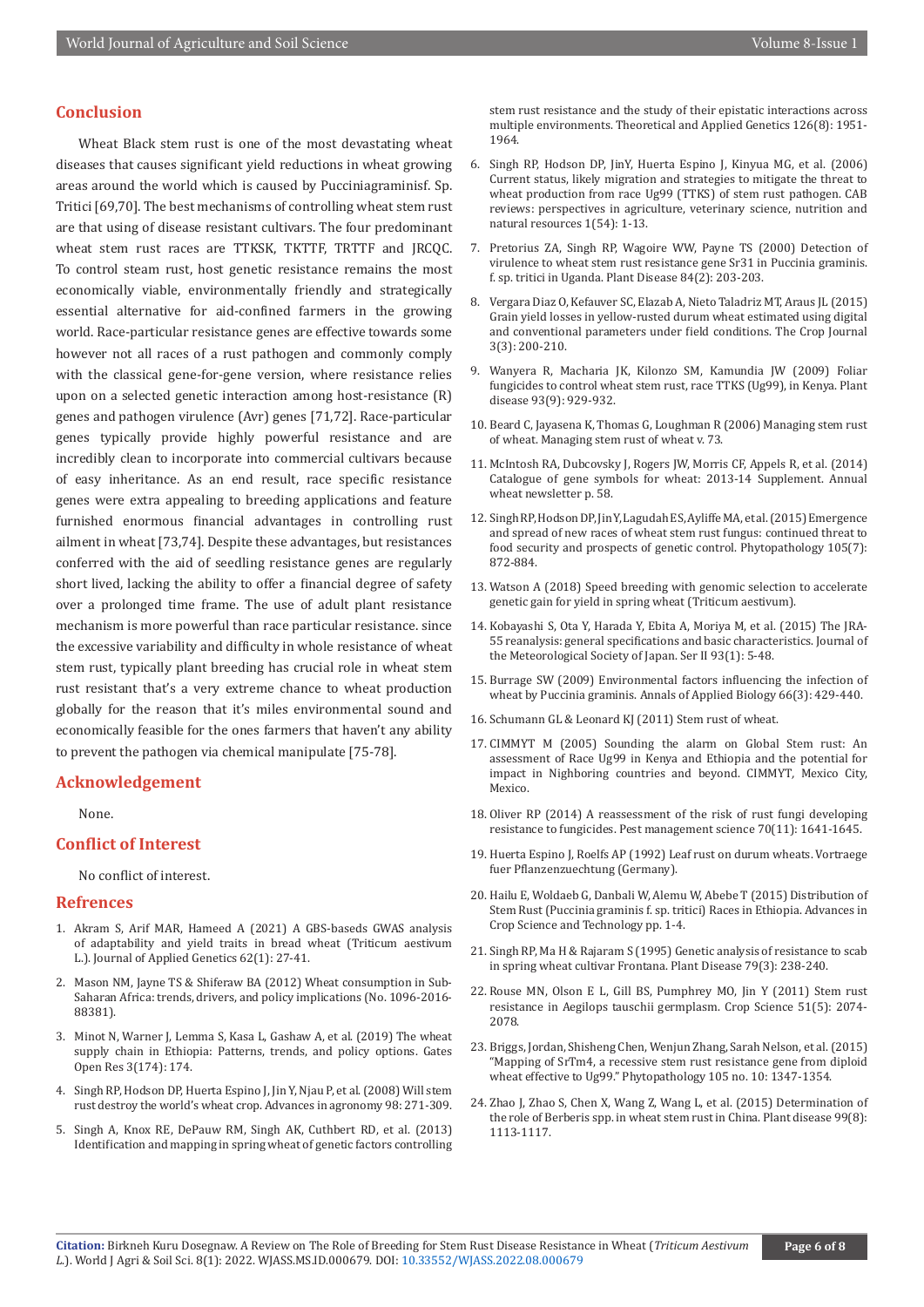## Conclusion

Wheat Black stem rust is one of the most devastating wheat diseases that causes significant yield reductions in wheat growing areas around the world which is caused by Pucciniagraminisf. Sp. Tritici [69,70]. The best mechanisms of controlling wheat stem rust are that using of disease resistant cultivars. The four predominant wheat stem rust races are TTKSK, TKTTF, TRTTF and JRCQC. To control steam rust, host genetic resistance remains the most economically viable, environmentally friendly and strategically essential alternative for aid-confined farmers in the growing world. Race-particular resistance genes are effective towards some however not all races of a rust pathogen and commonly comply with the classical gene-for-gene version, where resistance relies upon on a selected genetic interaction among host-resistance (R) genes and pathogen virulence (Avr) genes [71,72]. Race-particular genes typically provide highly powerful resistance and are incredibly clean to incorporate into commercial cultivars because of easy inheritance. As an end result, race specific resistance genes were extra appealing to breeding applications and feature furnished enormous financial advantages in controlling rust ailment in wheat [73,74]. Despite these advantages, but resistances conferred with the aid of seedling resistance genes are regularly short lived, lacking the ability to offer a financial degree of safety over a prolonged time frame. The use of adult plant resistance mechanism is more powerful than race particular resistance. since the excessive variability and difficulty in whole resistance of wheat stem rust, typically plant breeding has crucial role in wheat stem rust resistant that's a very extreme chance to wheat production globally for the reason that it's miles environmental sound and economically feasible for the ones farmers that haven't any ability to prevent the pathogen via chemical manipulate [75-78].

## Acknowledgement

None.

## Conflict of Interest

No conflict of interest.

## Refrences

1. Akram S, Arif MAR, Hameed A (2021) A GBS-baseds GWAS analysis of adaptability and yield traits in bread wheat (Triticum aestivum L.). Journal of Applied Genetics 62(1): 27-41.
2. Mason NM, Jayne TS & Shiferaw BA (2012) Wheat consumption in Sub-Saharan Africa: trends, drivers, and policy implications (No. 1096-2016-88381).
3. Minot N, Warner J, Lemma S, Kasa L, Gashaw A, et al. (2019) The wheat supply chain in Ethiopia: Patterns, trends, and policy options. Gates Open Res 3(174): 174.
4. Singh RP, Hodson DP, Huerta Espino J, Jin Y, Njau P, et al. (2008) Will stem rust destroy the world's wheat crop. Advances in agronomy 98: 271-309.
5. Singh A, Knox RE, DePauw RM, Singh AK, Cuthbert RD, et al. (2013) Identification and mapping in spring wheat of genetic factors controlling stem rust resistance and the study of their epistatic interactions across multiple environments. Theoretical and Applied Genetics 126(8): 1951-1964.
6. Singh RP, Hodson DP, JinY, Huerta Espino J, Kinyua MG, et al. (2006) Current status, likely migration and strategies to mitigate the threat to wheat production from race Ug99 (TTKS) of stem rust pathogen. CAB reviews: perspectives in agriculture, veterinary science, nutrition and natural resources 1(54): 1-13.
7. Pretorius ZA, Singh RP, Wagoire WW, Payne TS (2000) Detection of virulence to wheat stem rust resistance gene Sr31 in Puccinia graminis. f. sp. tritici in Uganda. Plant Disease 84(2): 203-203.
8. Vergara Diaz O, Kefauver SC, Elazab A, Nieto Taladriz MT, Araus JL (2015) Grain yield losses in yellow-rusted durum wheat estimated using digital and conventional parameters under field conditions. The Crop Journal 3(3): 200-210.
9. Wanyera R, Macharia JK, Kilonzo SM, Kamundia JW (2009) Foliar fungicides to control wheat stem rust, race TTKS (Ug99), in Kenya. Plant disease 93(9): 929-932.
10. Beard C, Jayasena K, Thomas G, Loughman R (2006) Managing stem rust of wheat. Managing stem rust of wheat v. 73.
11. McIntosh RA, Dubcovsky J, Rogers JW, Morris CF, Appels R, et al. (2014) Catalogue of gene symbols for wheat: 2013-14 Supplement. Annual wheat newsletter p. 58.
12. Singh RP, Hodson DP, Jin Y, Lagudah ES, Ayliffe MA, et al. (2015) Emergence and spread of new races of wheat stem rust fungus: continued threat to food security and prospects of genetic control. Phytopathology 105(7): 872-884.
13. Watson A (2018) Speed breeding with genomic selection to accelerate genetic gain for yield in spring wheat (Triticum aestivum).
14. Kobayashi S, Ota Y, Harada Y, Ebita A, Moriya M, et al. (2015) The JRA-55 reanalysis: general specifications and basic characteristics. Journal of the Meteorological Society of Japan. Ser II 93(1): 5-48.
15. Burrage SW (2009) Environmental factors influencing the infection of wheat by Puccinia graminis. Annals of Applied Biology 66(3): 429-440.
16. Schumann GL & Leonard KJ (2011) Stem rust of wheat.
17. CIMMYT M (2005) Sounding the alarm on Global Stem rust: An assessment of Race Ug99 in Kenya and Ethiopia and the potential for impact in Nighboring countries and beyond. CIMMYT, Mexico City, Mexico.
18. Oliver RP (2014) A reassessment of the risk of rust fungi developing resistance to fungicides. Pest management science 70(11): 1641-1645.
19. Huerta Espino J, Roelfs AP (1992) Leaf rust on durum wheats. Vortraege fuer Pflanzenzuechtung (Germany).
20. Hailu E, Woldaeb G, Danbali W, Alemu W, Abebe T (2015) Distribution of Stem Rust (Puccinia graminis f. sp. tritici) Races in Ethiopia. Advances in Crop Science and Technology pp. 1-4.
21. Singh RP, Ma H & Rajaram S (1995) Genetic analysis of resistance to scab in spring wheat cultivar Frontana. Plant Disease 79(3): 238-240.
22. Rouse MN, Olson E L, Gill BS, Pumphrey MO, Jin Y (2011) Stem rust resistance in Aegilops tauschii germplasm. Crop Science 51(5): 2074-2078.
23. Briggs, Jordan, Shisheng Chen, Wenjun Zhang, Sarah Nelson, et al. (2015) "Mapping of SrTm4, a recessive stem rust resistance gene from diploid wheat effective to Ug99." Phytopathology 105 no. 10: 1347-1354.
24. Zhao J, Zhao S, Chen X, Wang Z, Wang L, et al. (2015) Determination of the role of Berberis spp. in wheat stem rust in China. Plant disease 99(8): 1113-1117.

**Citation:** Birkneh Kuru Dosegnaw. A Review on The Role of Breeding for Stem Rust Disease Resistance in Wheat (*Triticum Aestivum L.*). World J Agri & Soil Sci. 8(1): 2022. WJASS.MS.ID.000679. DOI: 10.33552/WJASS.2022.08.000679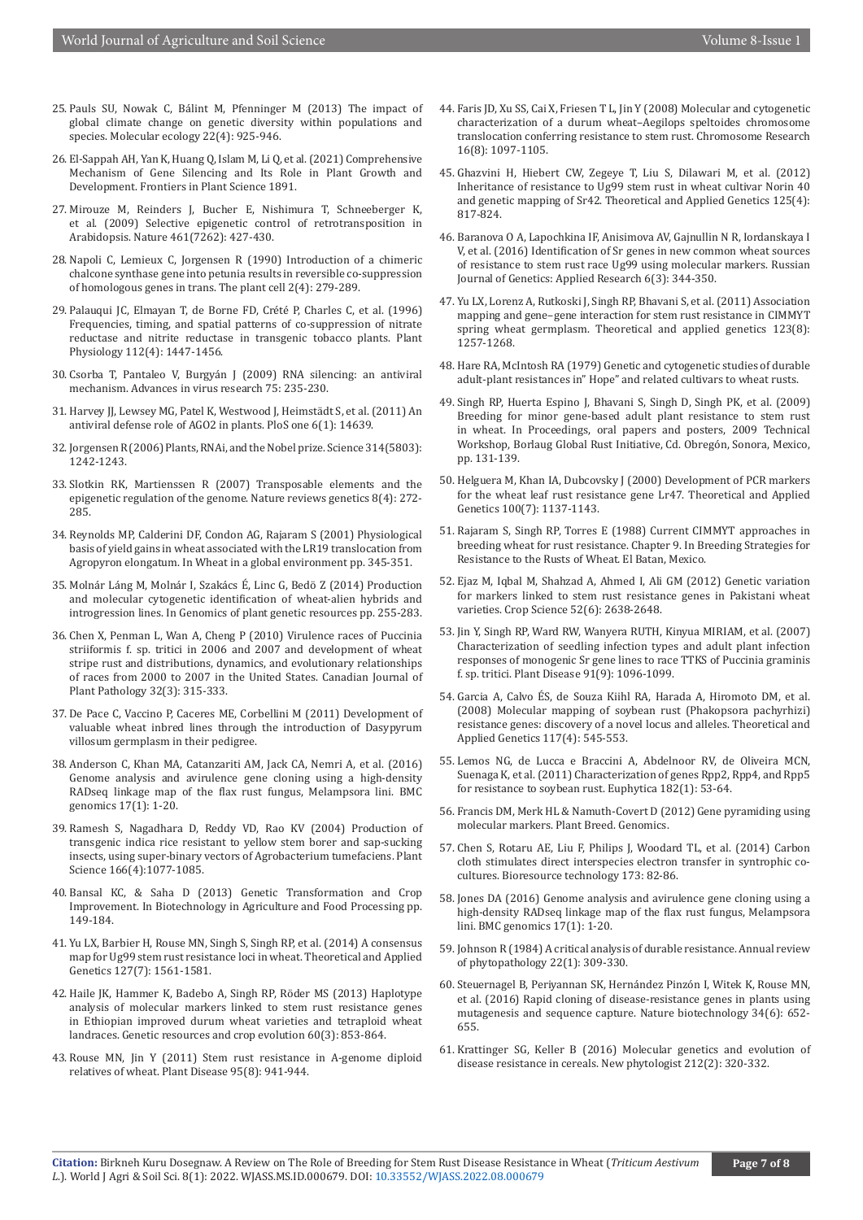25. Pauls SU, Nowak C, Bálint M, Pfenninger M (2013) The impact of global climate change on genetic diversity within populations and species. Molecular ecology 22(4): 925-946.

26. El-Sappah AH, Yan K, Huang Q, Islam M, Li Q, et al. (2021) Comprehensive Mechanism of Gene Silencing and Its Role in Plant Growth and Development. Frontiers in Plant Science 1891.

27. Mirouze M, Reinders J, Bucher E, Nishimura T, Schneeberger K, et al. (2009) Selective epigenetic control of retrotransposition in Arabidopsis. Nature 461(7262): 427-430.

28. Napoli C, Lemieux C, Jorgensen R (1990) Introduction of a chimeric chalcone synthase gene into petunia results in reversible co-suppression of homologous genes in trans. The plant cell 2(4): 279-289.

29. Palauqui JC, Elmayan T, de Borne FD, Crété P, Charles C, et al. (1996) Frequencies, timing, and spatial patterns of co-suppression of nitrate reductase and nitrite reductase in transgenic tobacco plants. Plant Physiology 112(4): 1447-1456.

30. Csorba T, Pantaleo V, Burgyán J (2009) RNA silencing: an antiviral mechanism. Advances in virus research 75: 235-230.

31. Harvey JJ, Lewsey MG, Patel K, Westwood J, Heimstädt S, et al. (2011) An antiviral defense role of AGO2 in plants. PloS one 6(1): 14639.

32. Jorgensen R (2006) Plants, RNAi, and the Nobel prize. Science 314(5803): 1242-1243.

33. Slotkin RK, Martienssen R (2007) Transposable elements and the epigenetic regulation of the genome. Nature reviews genetics 8(4): 272-285.

34. Reynolds MP, Calderini DF, Condon AG, Rajaram S (2001) Physiological basis of yield gains in wheat associated with the LR19 translocation from Agropyron elongatum. In Wheat in a global environment pp. 345-351.

35. Molnár Láng M, Molnár I, Szakács É, Linc G, Bedö Z (2014) Production and molecular cytogenetic identification of wheat-alien hybrids and introgression lines. In Genomics of plant genetic resources pp. 255-283.

36. Chen X, Penman L, Wan A, Cheng P (2010) Virulence races of Puccinia striiformis f. sp. tritici in 2006 and 2007 and development of wheat stripe rust and distributions, dynamics, and evolutionary relationships of races from 2000 to 2007 in the United States. Canadian Journal of Plant Pathology 32(3): 315-333.

37. De Pace C, Vaccino P, Caceres ME, Corbellini M (2011) Development of valuable wheat inbred lines through the introduction of Dasypyrum villosum germplasm in their pedigree.

38. Anderson C, Khan MA, Catanzariti AM, Jack CA, Nemri A, et al. (2016) Genome analysis and avirulence gene cloning using a high-density RADseq linkage map of the flax rust fungus, Melampsora lini. BMC genomics 17(1): 1-20.

39. Ramesh S, Nagadhara D, Reddy VD, Rao KV (2004) Production of transgenic indica rice resistant to yellow stem borer and sap-sucking insects, using super-binary vectors of Agrobacterium tumefaciens. Plant Science 166(4):1077-1085.

40. Bansal KC, & Saha D (2013) Genetic Transformation and Crop Improvement. In Biotechnology in Agriculture and Food Processing pp. 149-184.

41. Yu LX, Barbier H, Rouse MN, Singh S, Singh RP, et al. (2014) A consensus map for Ug99 stem rust resistance loci in wheat. Theoretical and Applied Genetics 127(7): 1561-1581.

42. Haile JK, Hammer K, Badebo A, Singh RP, Röder MS (2013) Haplotype analysis of molecular markers linked to stem rust resistance genes in Ethiopian improved durum wheat varieties and tetraploid wheat landraces. Genetic resources and crop evolution 60(3): 853-864.

43. Rouse MN, Jin Y (2011) Stem rust resistance in A-genome diploid relatives of wheat. Plant Disease 95(8): 941-944.

44. Faris JD, Xu SS, Cai X, Friesen T L, Jin Y (2008) Molecular and cytogenetic characterization of a durum wheat–Aegilops speltoides chromosome translocation conferring resistance to stem rust. Chromosome Research 16(8): 1097-1105.

45. Ghazvini H, Hiebert CW, Zegeye T, Liu S, Dilawari M, et al. (2012) Inheritance of resistance to Ug99 stem rust in wheat cultivar Norin 40 and genetic mapping of Sr42. Theoretical and Applied Genetics 125(4): 817-824.

46. Baranova O A, Lapochkina IF, Anisimova AV, Gajnullin N R, Iordanskaya I V, et al. (2016) Identification of Sr genes in new common wheat sources of resistance to stem rust race Ug99 using molecular markers. Russian Journal of Genetics: Applied Research 6(3): 344-350.

47. Yu LX, Lorenz A, Rutkoski J, Singh RP, Bhavani S, et al. (2011) Association mapping and gene–gene interaction for stem rust resistance in CIMMYT spring wheat germplasm. Theoretical and applied genetics 123(8): 1257-1268.

48. Hare RA, McIntosh RA (1979) Genetic and cytogenetic studies of durable adult-plant resistances in" Hope" and related cultivars to wheat rusts.

49. Singh RP, Huerta Espino J, Bhavani S, Singh D, Singh PK, et al. (2009) Breeding for minor gene-based adult plant resistance to stem rust in wheat. In Proceedings, oral papers and posters, 2009 Technical Workshop, Borlaug Global Rust Initiative, Cd. Obregón, Sonora, Mexico, pp. 131-139.

50. Helguera M, Khan IA, Dubcovsky J (2000) Development of PCR markers for the wheat leaf rust resistance gene Lr47. Theoretical and Applied Genetics 100(7): 1137-1143.

51. Rajaram S, Singh RP, Torres E (1988) Current CIMMYT approaches in breeding wheat for rust resistance. Chapter 9. In Breeding Strategies for Resistance to the Rusts of Wheat. El Batan, Mexico.

52. Ejaz M, Iqbal M, Shahzad A, Ahmed I, Ali GM (2012) Genetic variation for markers linked to stem rust resistance genes in Pakistani wheat varieties. Crop Science 52(6): 2638-2648.

53. Jin Y, Singh RP, Ward RW, Wanyera RUTH, Kinyua MIRIAM, et al. (2007) Characterization of seedling infection types and adult plant infection responses of monogenic Sr gene lines to race TTKS of Puccinia graminis f. sp. tritici. Plant Disease 91(9): 1096-1099.

54. Garcia A, Calvo ÉS, de Souza Kiihl RA, Harada A, Hiromoto DM, et al. (2008) Molecular mapping of soybean rust (Phakopsora pachyrhizi) resistance genes: discovery of a novel locus and alleles. Theoretical and Applied Genetics 117(4): 545-553.

55. Lemos NG, de Lucca e Braccini A, Abdelnoor RV, de Oliveira MCN, Suenaga K, et al. (2011) Characterization of genes Rpp2, Rpp4, and Rpp5 for resistance to soybean rust. Euphytica 182(1): 53-64.

56. Francis DM, Merk HL & Namuth-Covert D (2012) Gene pyramiding using molecular markers. Plant Breed. Genomics.

57. Chen S, Rotaru AE, Liu F, Philips J, Woodard TL, et al. (2014) Carbon cloth stimulates direct interspecies electron transfer in syntrophic co-cultures. Bioresource technology 173: 82-86.

58. Jones DA (2016) Genome analysis and avirulence gene cloning using a high-density RADseq linkage map of the flax rust fungus, Melampsora lini. BMC genomics 17(1): 1-20.

59. Johnson R (1984) A critical analysis of durable resistance. Annual review of phytopathology 22(1): 309-330.

60. Steuernagel B, Periyannan SK, Hernández Pinzón I, Witek K, Rouse MN, et al. (2016) Rapid cloning of disease-resistance genes in plants using mutagenesis and sequence capture. Nature biotechnology 34(6): 652-655.

61. Krattinger SG, Keller B (2016) Molecular genetics and evolution of disease resistance in cereals. New phytologist 212(2): 320-332.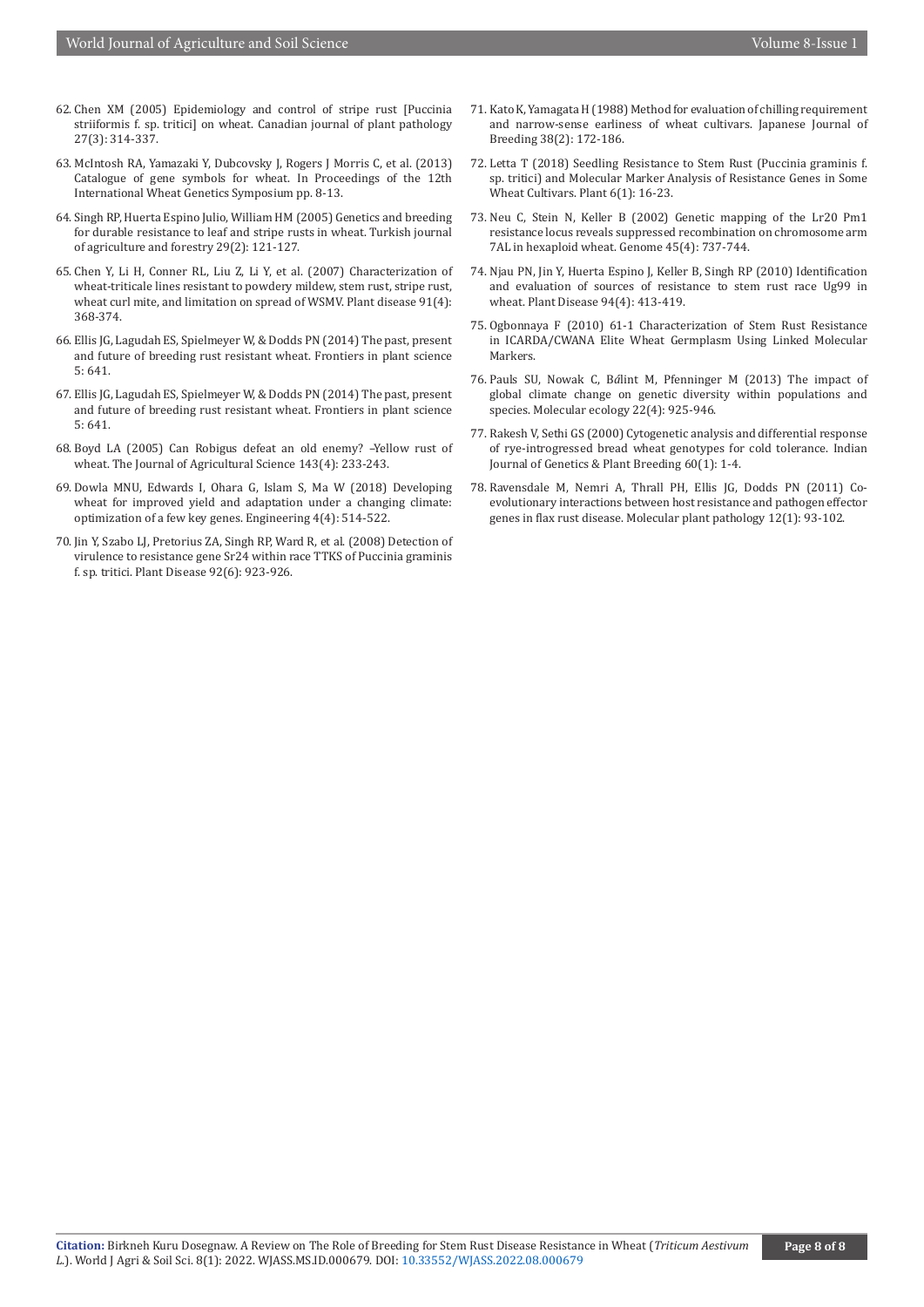62. Chen XM (2005) Epidemiology and control of stripe rust [Puccinia striiformis f. sp. tritici] on wheat. Canadian journal of plant pathology 27(3): 314-337.
63. McIntosh RA, Yamazaki Y, Dubcovsky J, Rogers J Morris C, et al. (2013) Catalogue of gene symbols for wheat. In Proceedings of the 12th International Wheat Genetics Symposium pp. 8-13.
64. Singh RP, Huerta Espino Julio, William HM (2005) Genetics and breeding for durable resistance to leaf and stripe rusts in wheat. Turkish journal of agriculture and forestry 29(2): 121-127.
65. Chen Y, Li H, Conner RL, Liu Z, Li Y, et al. (2007) Characterization of wheat-triticale lines resistant to powdery mildew, stem rust, stripe rust, wheat curl mite, and limitation on spread of WSMV. Plant disease 91(4): 368-374.
66. Ellis JG, Lagudah ES, Spielmeyer W, & Dodds PN (2014) The past, present and future of breeding rust resistant wheat. Frontiers in plant science 5: 641.
67. Ellis JG, Lagudah ES, Spielmeyer W, & Dodds PN (2014) The past, present and future of breeding rust resistant wheat. Frontiers in plant science 5: 641.
68. Boyd LA (2005) Can Robigus defeat an old enemy? –Yellow rust of wheat. The Journal of Agricultural Science 143(4): 233-243.
69. Dowla MNU, Edwards I, Ohara G, Islam S, Ma W (2018) Developing wheat for improved yield and adaptation under a changing climate: optimization of a few key genes. Engineering 4(4): 514-522.
70. Jin Y, Szabo LJ, Pretorius ZA, Singh RP, Ward R, et al. (2008) Detection of virulence to resistance gene Sr24 within race TTKS of Puccinia graminis f. sp. tritici. Plant Disease 92(6): 923-926.
71. Kato K, Yamagata H (1988) Method for evaluation of chilling requirement and narrow-sense earliness of wheat cultivars. Japanese Journal of Breeding 38(2): 172-186.
72. Letta T (2018) Seedling Resistance to Stem Rust (Puccinia graminis f. sp. tritici) and Molecular Marker Analysis of Resistance Genes in Some Wheat Cultivars. Plant 6(1): 16-23.
73. Neu C, Stein N, Keller B (2002) Genetic mapping of the Lr20 Pm1 resistance locus reveals suppressed recombination on chromosome arm 7AL in hexaploid wheat. Genome 45(4): 737-744.
74. Njau PN, Jin Y, Huerta Espino J, Keller B, Singh RP (2010) Identification and evaluation of sources of resistance to stem rust race Ug99 in wheat. Plant Disease 94(4): 413-419.
75. Ogbonnaya F (2010) 61-1 Characterization of Stem Rust Resistance in ICARDA/CWANA Elite Wheat Germplasm Using Linked Molecular Markers.
76. Pauls SU, Nowak C, Bálint M, Pfenninger M (2013) The impact of global climate change on genetic diversity within populations and species. Molecular ecology 22(4): 925-946.
77. Rakesh V, Sethi GS (2000) Cytogenetic analysis and differential response of rye-introgressed bread wheat genotypes for cold tolerance. Indian Journal of Genetics & Plant Breeding 60(1): 1-4.
78. Ravensdale M, Nemri A, Thrall PH, Ellis JG, Dodds PN (2011) Co-evolutionary interactions between host resistance and pathogen effector genes in flax rust disease. Molecular plant pathology 12(1): 93-102.